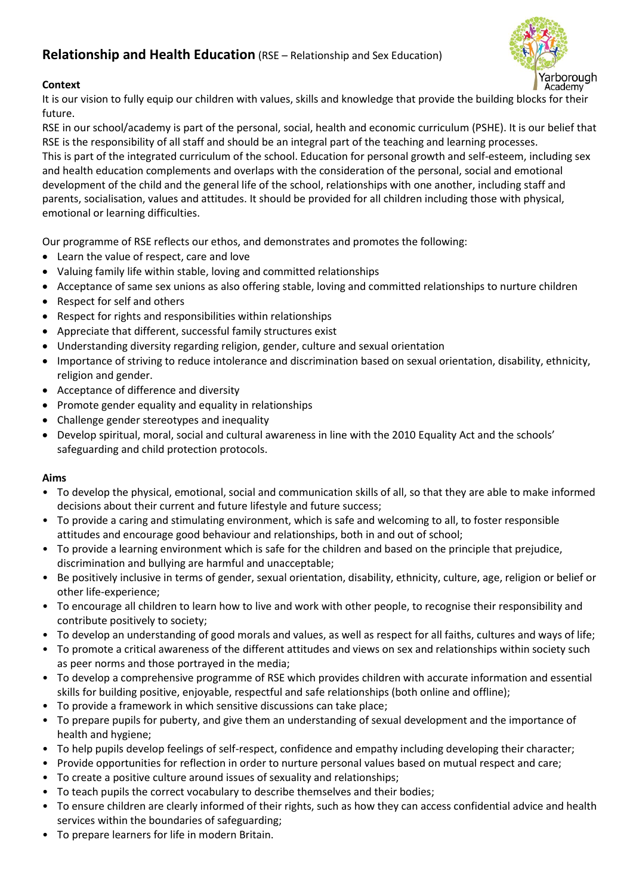# Relationship and Health Education (RSE – Relationship and Sex Education)

Yarborough Academy

**Context**

It is our vision to fully equip our children with values, skills and knowledge that provide the building blocks for their future.

RSE in our school/academy is part of the personal, social, health and economic curriculum (PSHE). It is our belief that RSE is the responsibility of all staff and should be an integral part of the teaching and learning processes.

This is part of the integrated curriculum of the school. Education for personal growth and self-esteem, including sex and health education complements and overlaps with the consideration of the personal, social and emotional development of the child and the general life of the school, relationships with one another, including staff and parents, socialisation, values and attitudes. It should be provided for all children including those with physical, emotional or learning difficulties.

Our programme of RSE reflects our ethos, and demonstrates and promotes the following:

- Learn the value of respect, care and love
- Valuing family life within stable, loving and committed relationships
- Acceptance of same sex unions as also offering stable, loving and committed relationships to nurture children
- Respect for self and others
- Respect for rights and responsibilities within relationships
- Appreciate that different, successful family structures exist
- Understanding diversity regarding religion, gender, culture and sexual orientation
- Importance of striving to reduce intolerance and discrimination based on sexual orientation, disability, ethnicity, religion and gender.
- Acceptance of difference and diversity
- Promote gender equality and equality in relationships
- Challenge gender stereotypes and inequality
- Develop spiritual, moral, social and cultural awareness in line with the 2010 Equality Act and the schools' safeguarding and child protection protocols.

**Aims**

- To develop the physical, emotional, social and communication skills of all, so that they are able to make informed decisions about their current and future lifestyle and future success;
- To provide a caring and stimulating environment, which is safe and welcoming to all, to foster responsible attitudes and encourage good behaviour and relationships, both in and out of school;
- To provide a learning environment which is safe for the children and based on the principle that prejudice, discrimination and bullying are harmful and unacceptable;
- Be positively inclusive in terms of gender, sexual orientation, disability, ethnicity, culture, age, religion or belief or other life-experience;
- To encourage all children to learn how to live and work with other people, to recognise their responsibility and contribute positively to society;
- To develop an understanding of good morals and values, as well as respect for all faiths, cultures and ways of life;
- To promote a critical awareness of the different attitudes and views on sex and relationships within society such as peer norms and those portrayed in the media;
- To develop a comprehensive programme of RSE which provides children with accurate information and essential skills for building positive, enjoyable, respectful and safe relationships (both online and offline);
- To provide a framework in which sensitive discussions can take place;
- To prepare pupils for puberty, and give them an understanding of sexual development and the importance of health and hygiene;
- To help pupils develop feelings of self-respect, confidence and empathy including developing their character;
- Provide opportunities for reflection in order to nurture personal values based on mutual respect and care;
- To create a positive culture around issues of sexuality and relationships;
- To teach pupils the correct vocabulary to describe themselves and their bodies;
- To ensure children are clearly informed of their rights, such as how they can access confidential advice and health services within the boundaries of safeguarding;
- To prepare learners for life in modern Britain.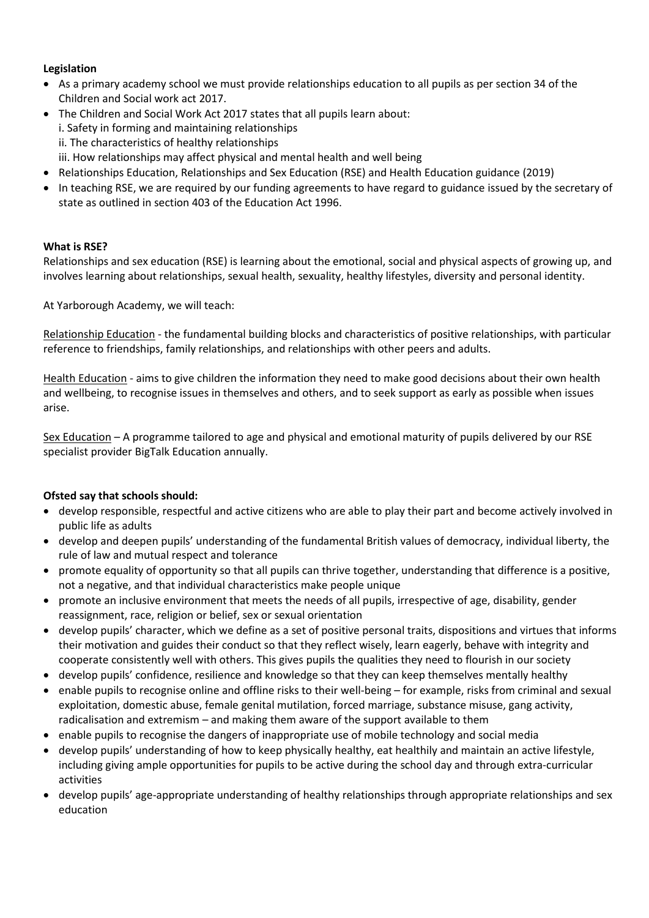**Legislation**

- As a primary academy school we must provide relationships education to all pupils as per section 34 of the Children and Social work act 2017.
- The Children and Social Work Act 2017 states that all pupils learn about:
  i. Safety in forming and maintaining relationships
  ii. The characteristics of healthy relationships
  iii. How relationships may affect physical and mental health and well being
- Relationships Education, Relationships and Sex Education (RSE) and Health Education guidance (2019)
- In teaching RSE, we are required by our funding agreements to have regard to guidance issued by the secretary of state as outlined in section 403 of the Education Act 1996.

**What is RSE?**

Relationships and sex education (RSE) is learning about the emotional, social and physical aspects of growing up, and involves learning about relationships, sexual health, sexuality, healthy lifestyles, diversity and personal identity.

At Yarborough Academy, we will teach:

<u>Relationship Education</u> - the fundamental building blocks and characteristics of positive relationships, with particular reference to friendships, family relationships, and relationships with other peers and adults.

<u>Health Education</u> - aims to give children the information they need to make good decisions about their own health and wellbeing, to recognise issues in themselves and others, and to seek support as early as possible when issues arise.

<u>Sex Education</u> – A programme tailored to age and physical and emotional maturity of pupils delivered by our RSE specialist provider BigTalk Education annually.

**Ofsted say that schools should:**

- develop responsible, respectful and active citizens who are able to play their part and become actively involved in public life as adults
- develop and deepen pupils' understanding of the fundamental British values of democracy, individual liberty, the rule of law and mutual respect and tolerance
- promote equality of opportunity so that all pupils can thrive together, understanding that difference is a positive, not a negative, and that individual characteristics make people unique
- promote an inclusive environment that meets the needs of all pupils, irrespective of age, disability, gender reassignment, race, religion or belief, sex or sexual orientation
- develop pupils' character, which we define as a set of positive personal traits, dispositions and virtues that informs their motivation and guides their conduct so that they reflect wisely, learn eagerly, behave with integrity and cooperate consistently well with others. This gives pupils the qualities they need to flourish in our society
- develop pupils' confidence, resilience and knowledge so that they can keep themselves mentally healthy
- enable pupils to recognise online and offline risks to their well-being – for example, risks from criminal and sexual exploitation, domestic abuse, female genital mutilation, forced marriage, substance misuse, gang activity, radicalisation and extremism – and making them aware of the support available to them
- enable pupils to recognise the dangers of inappropriate use of mobile technology and social media
- develop pupils' understanding of how to keep physically healthy, eat healthily and maintain an active lifestyle, including giving ample opportunities for pupils to be active during the school day and through extra-curricular activities
- develop pupils' age-appropriate understanding of healthy relationships through appropriate relationships and sex education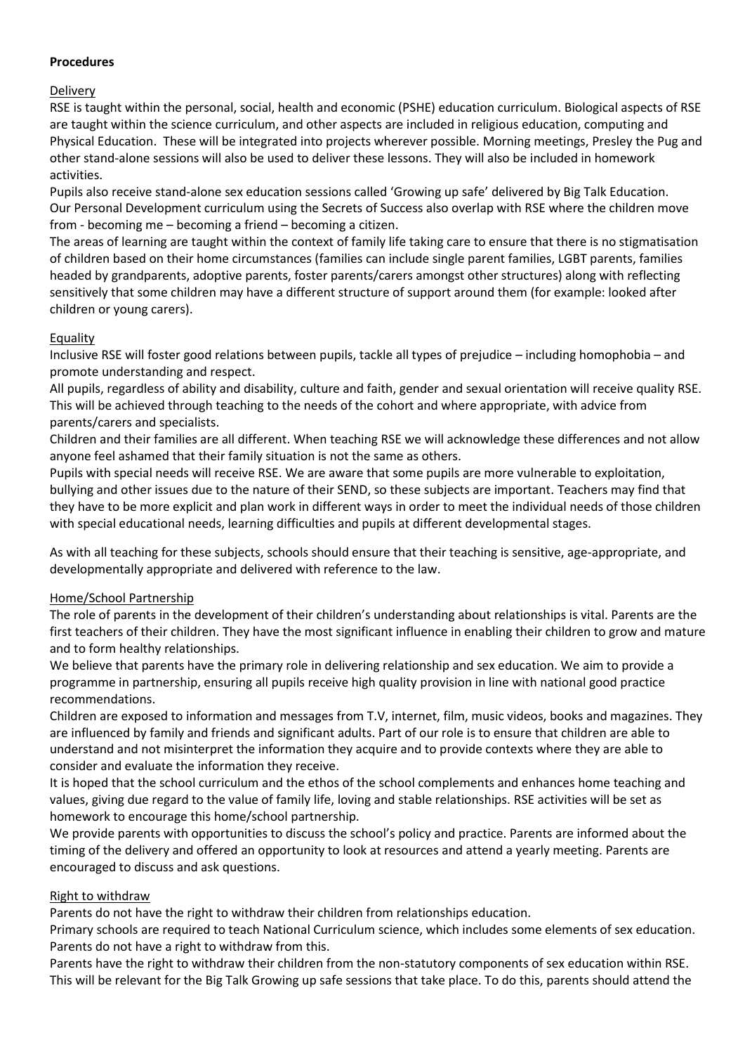**Procedures**

Delivery

RSE is taught within the personal, social, health and economic (PSHE) education curriculum. Biological aspects of RSE are taught within the science curriculum, and other aspects are included in religious education, computing and Physical Education. These will be integrated into projects wherever possible. Morning meetings, Presley the Pug and other stand-alone sessions will also be used to deliver these lessons. They will also be included in homework activities.

Pupils also receive stand-alone sex education sessions called 'Growing up safe' delivered by Big Talk Education.

Our Personal Development curriculum using the Secrets of Success also overlap with RSE where the children move from - becoming me – becoming a friend – becoming a citizen.

The areas of learning are taught within the context of family life taking care to ensure that there is no stigmatisation of children based on their home circumstances (families can include single parent families, LGBT parents, families headed by grandparents, adoptive parents, foster parents/carers amongst other structures) along with reflecting sensitively that some children may have a different structure of support around them (for example: looked after children or young carers).

Equality

Inclusive RSE will foster good relations between pupils, tackle all types of prejudice – including homophobia – and promote understanding and respect.

All pupils, regardless of ability and disability, culture and faith, gender and sexual orientation will receive quality RSE. This will be achieved through teaching to the needs of the cohort and where appropriate, with advice from parents/carers and specialists.

Children and their families are all different. When teaching RSE we will acknowledge these differences and not allow anyone feel ashamed that their family situation is not the same as others.

Pupils with special needs will receive RSE. We are aware that some pupils are more vulnerable to exploitation, bullying and other issues due to the nature of their SEND, so these subjects are important. Teachers may find that they have to be more explicit and plan work in different ways in order to meet the individual needs of those children with special educational needs, learning difficulties and pupils at different developmental stages.

As with all teaching for these subjects, schools should ensure that their teaching is sensitive, age-appropriate, and developmentally appropriate and delivered with reference to the law.

Home/School Partnership

The role of parents in the development of their children's understanding about relationships is vital. Parents are the first teachers of their children. They have the most significant influence in enabling their children to grow and mature and to form healthy relationships.

We believe that parents have the primary role in delivering relationship and sex education. We aim to provide a programme in partnership, ensuring all pupils receive high quality provision in line with national good practice recommendations.

Children are exposed to information and messages from T.V, internet, film, music videos, books and magazines. They are influenced by family and friends and significant adults. Part of our role is to ensure that children are able to understand and not misinterpret the information they acquire and to provide contexts where they are able to consider and evaluate the information they receive.

It is hoped that the school curriculum and the ethos of the school complements and enhances home teaching and values, giving due regard to the value of family life, loving and stable relationships. RSE activities will be set as homework to encourage this home/school partnership.

We provide parents with opportunities to discuss the school's policy and practice. Parents are informed about the timing of the delivery and offered an opportunity to look at resources and attend a yearly meeting. Parents are encouraged to discuss and ask questions.

Right to withdraw

Parents do not have the right to withdraw their children from relationships education.

Primary schools are required to teach National Curriculum science, which includes some elements of sex education. Parents do not have a right to withdraw from this.

Parents have the right to withdraw their children from the non-statutory components of sex education within RSE. This will be relevant for the Big Talk Growing up safe sessions that take place. To do this, parents should attend the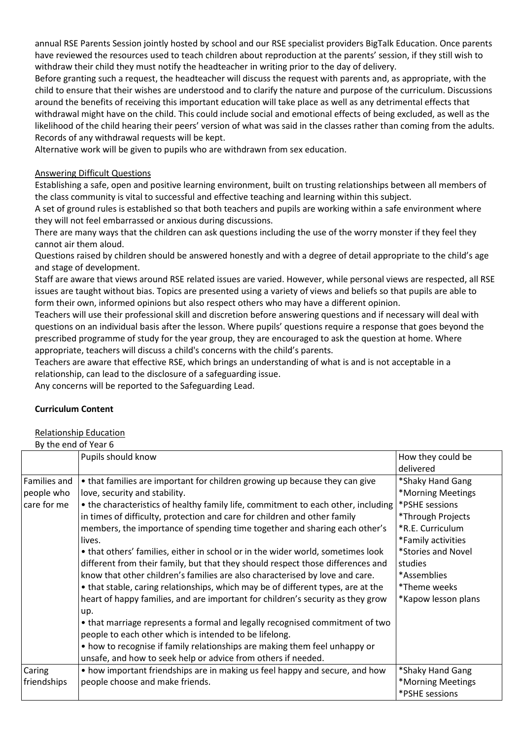annual RSE Parents Session jointly hosted by school and our RSE specialist providers BigTalk Education. Once parents have reviewed the resources used to teach children about reproduction at the parents' session, if they still wish to withdraw their child they must notify the headteacher in writing prior to the day of delivery.

Before granting such a request, the headteacher will discuss the request with parents and, as appropriate, with the child to ensure that their wishes are understood and to clarify the nature and purpose of the curriculum. Discussions around the benefits of receiving this important education will take place as well as any detrimental effects that withdrawal might have on the child. This could include social and emotional effects of being excluded, as well as the likelihood of the child hearing their peers' version of what was said in the classes rather than coming from the adults. Records of any withdrawal requests will be kept.

Alternative work will be given to pupils who are withdrawn from sex education.

## Answering Difficult Questions

Establishing a safe, open and positive learning environment, built on trusting relationships between all members of the class community is vital to successful and effective teaching and learning within this subject.

A set of ground rules is established so that both teachers and pupils are working within a safe environment where they will not feel embarrassed or anxious during discussions.

There are many ways that the children can ask questions including the use of the worry monster if they feel they cannot air them aloud.

Questions raised by children should be answered honestly and with a degree of detail appropriate to the child's age and stage of development.

Staff are aware that views around RSE related issues are varied. However, while personal views are respected, all RSE issues are taught without bias. Topics are presented using a variety of views and beliefs so that pupils are able to form their own, informed opinions but also respect others who may have a different opinion.

Teachers will use their professional skill and discretion before answering questions and if necessary will deal with questions on an individual basis after the lesson. Where pupils' questions require a response that goes beyond the prescribed programme of study for the year group, they are encouraged to ask the question at home. Where appropriate, teachers will discuss a child's concerns with the child's parents.

Teachers are aware that effective RSE, which brings an understanding of what is and is not acceptable in a relationship, can lead to the disclosure of a safeguarding issue.

Any concerns will be reported to the Safeguarding Lead.

## Curriculum Content

### Relationship Education

By the end of Year 6

| | Pupils should know | How they could be delivered |
|---|---|---|
| Families and people who care for me | • that families are important for children growing up because they can give love, security and stability.<br>• the characteristics of healthy family life, commitment to each other, including in times of difficulty, protection and care for children and other family members, the importance of spending time together and sharing each other's lives.<br>• that others' families, either in school or in the wider world, sometimes look different from their family, but that they should respect those differences and know that other children's families are also characterised by love and care.<br>• that stable, caring relationships, which may be of different types, are at the heart of happy families, and are important for children's security as they grow up.<br>• that marriage represents a formal and legally recognised commitment of two people to each other which is intended to be lifelong.<br>• how to recognise if family relationships are making them feel unhappy or unsafe, and how to seek help or advice from others if needed. | *Shaky Hand Gang<br>*Morning Meetings<br>*PSHE sessions<br>*Through Projects<br>*R.E. Curriculum<br>*Family activities<br>*Stories and Novel studies<br>*Assemblies<br>*Theme weeks<br>*Kapow lesson plans |
| Caring friendships | • how important friendships are in making us feel happy and secure, and how people choose and make friends. | *Shaky Hand Gang<br>*Morning Meetings<br>*PSHE sessions |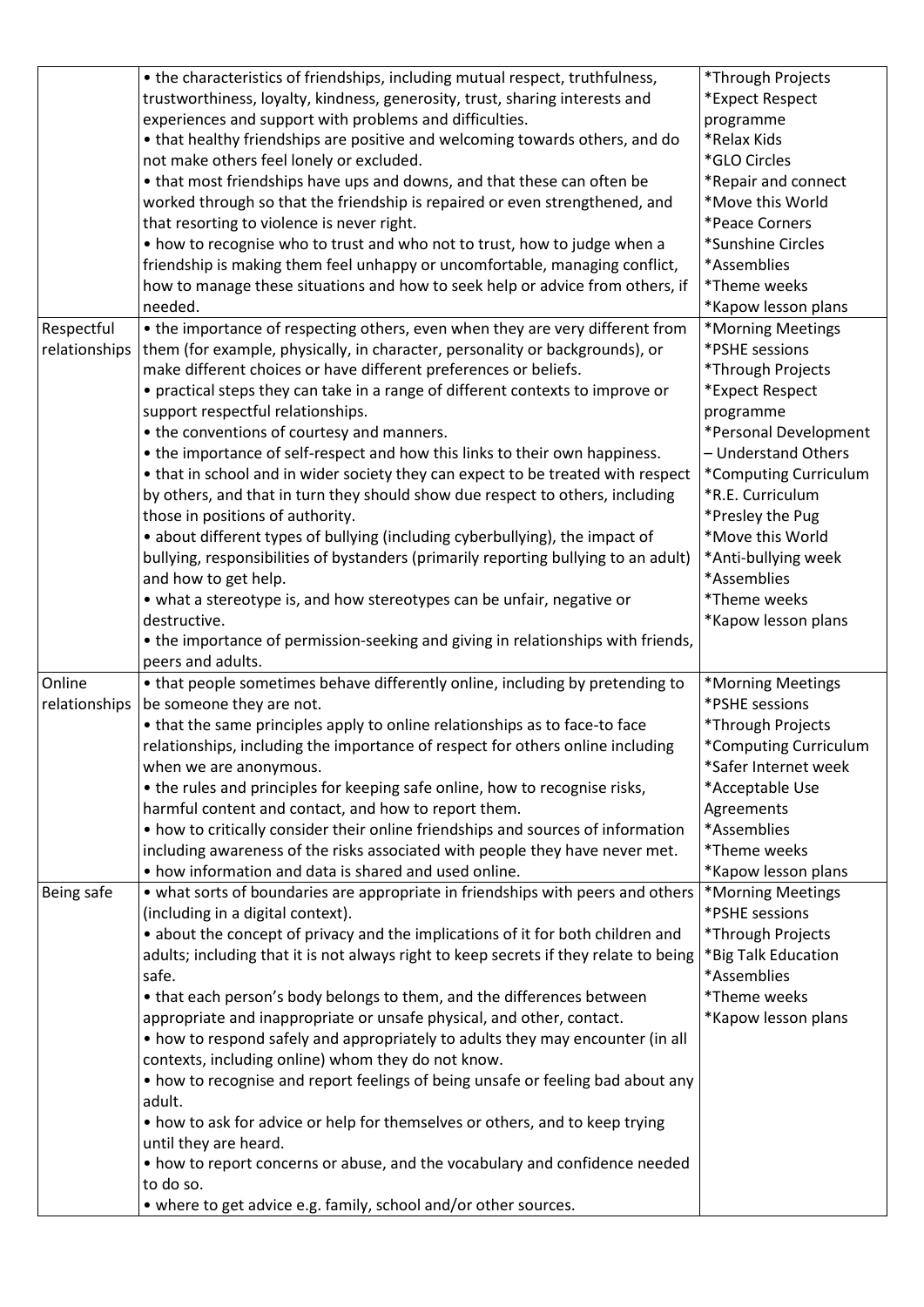| | | |
|---|---|---|
| | • the characteristics of friendships, including mutual respect, truthfulness, trustworthiness, loyalty, kindness, generosity, trust, sharing interests and experiences and support with problems and difficulties.<br>• that healthy friendships are positive and welcoming towards others, and do not make others feel lonely or excluded.<br>• that most friendships have ups and downs, and that these can often be worked through so that the friendship is repaired or even strengthened, and that resorting to violence is never right.<br>• how to recognise who to trust and who not to trust, how to judge when a friendship is making them feel unhappy or uncomfortable, managing conflict, how to manage these situations and how to seek help or advice from others, if needed. | *Through Projects<br>*Expect Respect programme<br>*Relax Kids<br>*GLO Circles<br>*Repair and connect<br>*Move this World<br>*Peace Corners<br>*Sunshine Circles<br>*Assemblies<br>*Theme weeks<br>*Kapow lesson plans |
| Respectful relationships | • the importance of respecting others, even when they are very different from them (for example, physically, in character, personality or backgrounds), or make different choices or have different preferences or beliefs.<br>• practical steps they can take in a range of different contexts to improve or support respectful relationships.<br>• the conventions of courtesy and manners.<br>• the importance of self-respect and how this links to their own happiness.<br>• that in school and in wider society they can expect to be treated with respect by others, and that in turn they should show due respect to others, including those in positions of authority.<br>• about different types of bullying (including cyberbullying), the impact of bullying, responsibilities of bystanders (primarily reporting bullying to an adult) and how to get help.<br>• what a stereotype is, and how stereotypes can be unfair, negative or destructive.<br>• the importance of permission-seeking and giving in relationships with friends, peers and adults. | *Morning Meetings<br>*PSHE sessions<br>*Through Projects<br>*Expect Respect programme<br>*Personal Development – Understand Others<br>*Computing Curriculum<br>*R.E. Curriculum<br>*Presley the Pug<br>*Move this World<br>*Anti-bullying week<br>*Assemblies<br>*Theme weeks<br>*Kapow lesson plans |
| Online relationships | • that people sometimes behave differently online, including by pretending to be someone they are not.<br>• that the same principles apply to online relationships as to face-to face relationships, including the importance of respect for others online including when we are anonymous.<br>• the rules and principles for keeping safe online, how to recognise risks, harmful content and contact, and how to report them.<br>• how to critically consider their online friendships and sources of information including awareness of the risks associated with people they have never met.<br>• how information and data is shared and used online. | *Morning Meetings<br>*PSHE sessions<br>*Through Projects<br>*Computing Curriculum<br>*Safer Internet week<br>*Acceptable Use Agreements<br>*Assemblies<br>*Theme weeks<br>*Kapow lesson plans |
| Being safe | • what sorts of boundaries are appropriate in friendships with peers and others (including in a digital context).<br>• about the concept of privacy and the implications of it for both children and adults; including that it is not always right to keep secrets if they relate to being safe.<br>• that each person's body belongs to them, and the differences between appropriate and inappropriate or unsafe physical, and other, contact.<br>• how to respond safely and appropriately to adults they may encounter (in all contexts, including online) whom they do not know.<br>• how to recognise and report feelings of being unsafe or feeling bad about any adult.<br>• how to ask for advice or help for themselves or others, and to keep trying until they are heard.<br>• how to report concerns or abuse, and the vocabulary and confidence needed to do so.<br>• where to get advice e.g. family, school and/or other sources. | *Morning Meetings<br>*PSHE sessions<br>*Through Projects<br>*Big Talk Education<br>*Assemblies<br>*Theme weeks<br>*Kapow lesson plans |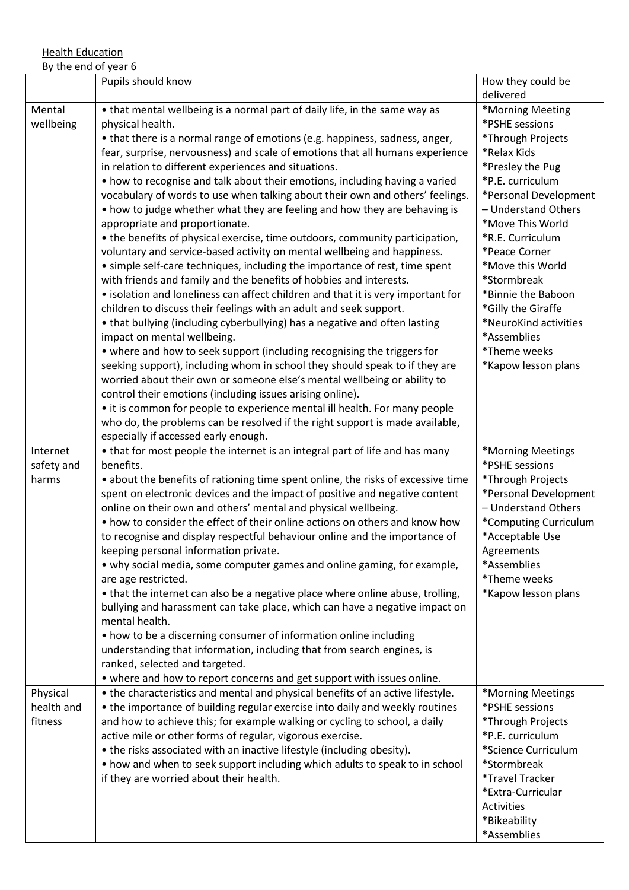Health Education

By the end of year 6

| | Pupils should know | How they could be delivered |
|---|---|---|
| Mental wellbeing | • that mental wellbeing is a normal part of daily life, in the same way as physical health.<br>• that there is a normal range of emotions (e.g. happiness, sadness, anger, fear, surprise, nervousness) and scale of emotions that all humans experience in relation to different experiences and situations.<br>• how to recognise and talk about their emotions, including having a varied vocabulary of words to use when talking about their own and others' feelings.<br>• how to judge whether what they are feeling and how they are behaving is appropriate and proportionate.<br>• the benefits of physical exercise, time outdoors, community participation, voluntary and service-based activity on mental wellbeing and happiness.<br>• simple self-care techniques, including the importance of rest, time spent with friends and family and the benefits of hobbies and interests.<br>• isolation and loneliness can affect children and that it is very important for children to discuss their feelings with an adult and seek support.<br>• that bullying (including cyberbullying) has a negative and often lasting impact on mental wellbeing.<br>• where and how to seek support (including recognising the triggers for seeking support), including whom in school they should speak to if they are worried about their own or someone else's mental wellbeing or ability to control their emotions (including issues arising online).<br>• it is common for people to experience mental ill health. For many people who do, the problems can be resolved if the right support is made available, especially if accessed early enough. | *Morning Meeting<br>*PSHE sessions<br>*Through Projects<br>*Relax Kids<br>*Presley the Pug<br>*P.E. curriculum<br>*Personal Development – Understand Others<br>*Move This World<br>*R.E. Curriculum<br>*Peace Corner<br>*Move this World<br>*Stormbreak<br>*Binnie the Baboon<br>*Gilly the Giraffe<br>*NeuroKind activities<br>*Assemblies<br>*Theme weeks<br>*Kapow lesson plans |
| Internet safety and harms | • that for most people the internet is an integral part of life and has many benefits.<br>• about the benefits of rationing time spent online, the risks of excessive time spent on electronic devices and the impact of positive and negative content online on their own and others' mental and physical wellbeing.<br>• how to consider the effect of their online actions on others and know how to recognise and display respectful behaviour online and the importance of keeping personal information private.<br>• why social media, some computer games and online gaming, for example, are age restricted.<br>• that the internet can also be a negative place where online abuse, trolling, bullying and harassment can take place, which can have a negative impact on mental health.<br>• how to be a discerning consumer of information online including understanding that information, including that from search engines, is ranked, selected and targeted.<br>• where and how to report concerns and get support with issues online. | *Morning Meetings<br>*PSHE sessions<br>*Through Projects<br>*Personal Development – Understand Others<br>*Computing Curriculum<br>*Acceptable Use Agreements<br>*Assemblies<br>*Theme weeks<br>*Kapow lesson plans |
| Physical health and fitness | • the characteristics and mental and physical benefits of an active lifestyle.<br>• the importance of building regular exercise into daily and weekly routines and how to achieve this; for example walking or cycling to school, a daily active mile or other forms of regular, vigorous exercise.<br>• the risks associated with an inactive lifestyle (including obesity).<br>• how and when to seek support including which adults to speak to in school if they are worried about their health. | *Morning Meetings<br>*PSHE sessions<br>*Through Projects<br>*P.E. curriculum<br>*Science Curriculum<br>*Stormbreak<br>*Travel Tracker<br>*Extra-Curricular Activities<br>*Bikeability<br>*Assemblies |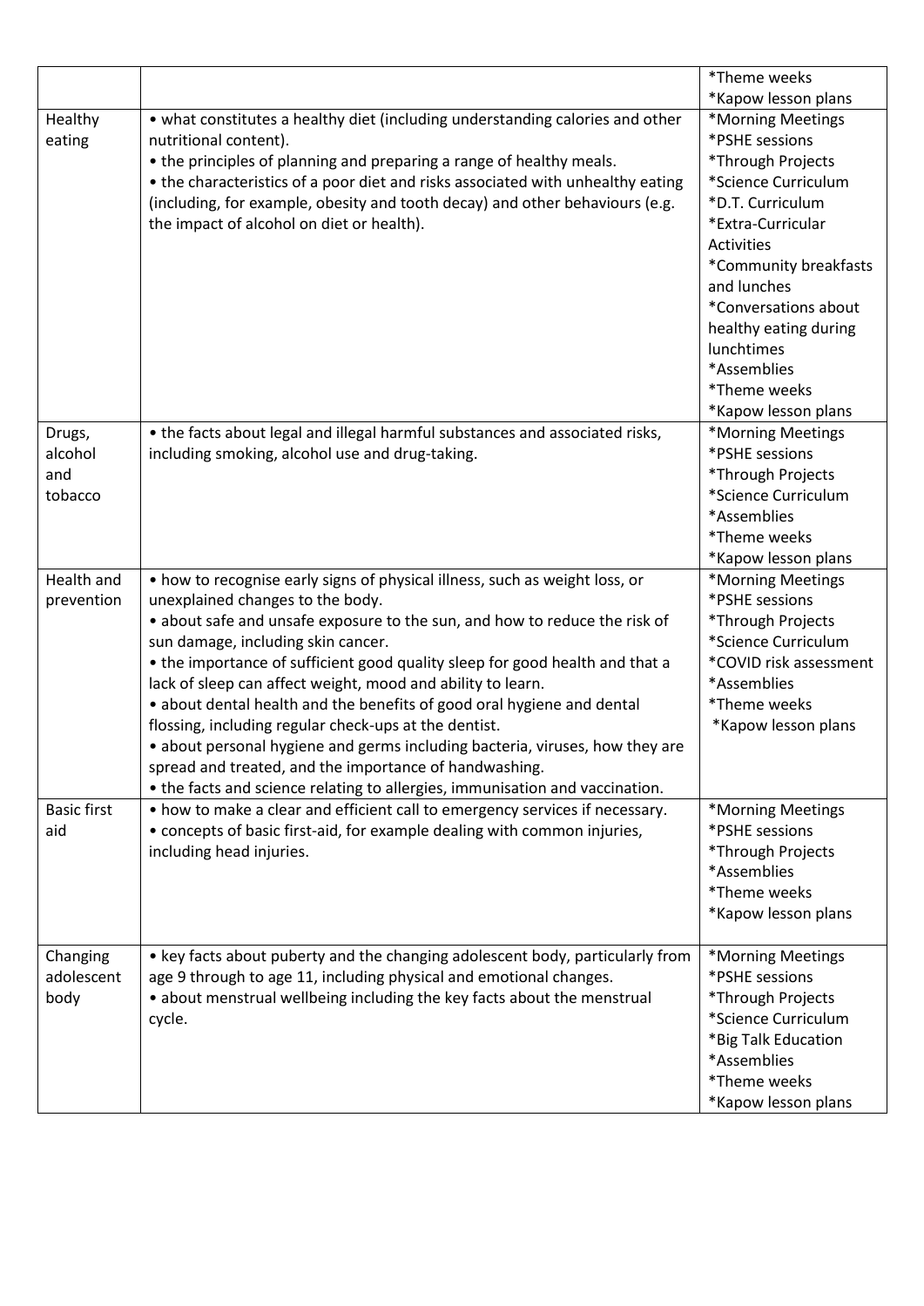| | | |
|---|---|---|
| | | *Theme weeks<br>*Kapow lesson plans |
| Healthy eating | • what constitutes a healthy diet (including understanding calories and other nutritional content).<br>• the principles of planning and preparing a range of healthy meals.<br>• the characteristics of a poor diet and risks associated with unhealthy eating (including, for example, obesity and tooth decay) and other behaviours (e.g. the impact of alcohol on diet or health). | *Morning Meetings<br>*PSHE sessions<br>*Through Projects<br>*Science Curriculum<br>*D.T. Curriculum<br>*Extra-Curricular Activities<br>*Community breakfasts and lunches<br>*Conversations about healthy eating during lunchtimes<br>*Assemblies<br>*Theme weeks<br>*Kapow lesson plans |
| Drugs, alcohol and tobacco | • the facts about legal and illegal harmful substances and associated risks, including smoking, alcohol use and drug-taking. | *Morning Meetings<br>*PSHE sessions<br>*Through Projects<br>*Science Curriculum<br>*Assemblies<br>*Theme weeks<br>*Kapow lesson plans |
| Health and prevention | • how to recognise early signs of physical illness, such as weight loss, or unexplained changes to the body.<br>• about safe and unsafe exposure to the sun, and how to reduce the risk of sun damage, including skin cancer.<br>• the importance of sufficient good quality sleep for good health and that a lack of sleep can affect weight, mood and ability to learn.<br>• about dental health and the benefits of good oral hygiene and dental flossing, including regular check-ups at the dentist.<br>• about personal hygiene and germs including bacteria, viruses, how they are spread and treated, and the importance of handwashing.<br>• the facts and science relating to allergies, immunisation and vaccination. | *Morning Meetings<br>*PSHE sessions<br>*Through Projects<br>*Science Curriculum<br>*COVID risk assessment<br>*Assemblies<br>*Theme weeks<br>*Kapow lesson plans |
| Basic first aid | • how to make a clear and efficient call to emergency services if necessary.<br>• concepts of basic first-aid, for example dealing with common injuries, including head injuries. | *Morning Meetings<br>*PSHE sessions<br>*Through Projects<br>*Assemblies<br>*Theme weeks<br>*Kapow lesson plans |
| Changing adolescent body | • key facts about puberty and the changing adolescent body, particularly from age 9 through to age 11, including physical and emotional changes.<br>• about menstrual wellbeing including the key facts about the menstrual cycle. | *Morning Meetings<br>*PSHE sessions<br>*Through Projects<br>*Science Curriculum<br>*Big Talk Education<br>*Assemblies<br>*Theme weeks<br>*Kapow lesson plans |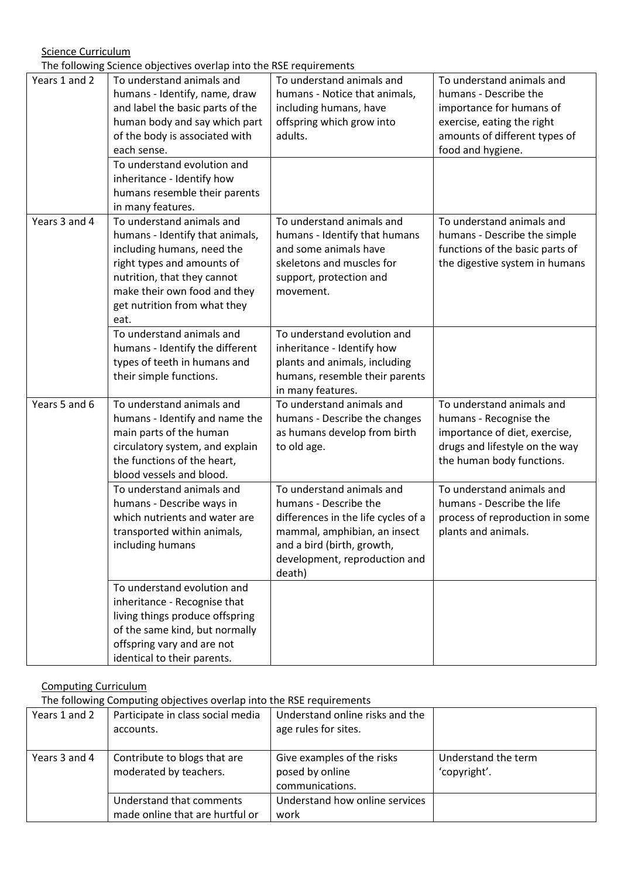Science Curriculum

The following Science objectives overlap into the RSE requirements

| | | | |
|---|---|---|---|
| Years 1 and 2 | To understand animals and humans - Identify, name, draw and label the basic parts of the human body and say which part of the body is associated with each sense. | To understand animals and humans - Notice that animals, including humans, have offspring which grow into adults. | To understand animals and humans - Describe the importance for humans of exercise, eating the right amounts of different types of food and hygiene. |
| | To understand evolution and inheritance - Identify how humans resemble their parents in many features. | | |
| Years 3 and 4 | To understand animals and humans - Identify that animals, including humans, need the right types and amounts of nutrition, that they cannot make their own food and they get nutrition from what they eat. | To understand animals and humans - Identify that humans and some animals have skeletons and muscles for support, protection and movement. | To understand animals and humans - Describe the simple functions of the basic parts of the digestive system in humans |
| | To understand animals and humans - Identify the different types of teeth in humans and their simple functions. | To understand evolution and inheritance - Identify how plants and animals, including humans, resemble their parents in many features. | |
| Years 5 and 6 | To understand animals and humans - Identify and name the main parts of the human circulatory system, and explain the functions of the heart, blood vessels and blood. | To understand animals and humans - Describe the changes as humans develop from birth to old age. | To understand animals and humans - Recognise the importance of diet, exercise, drugs and lifestyle on the way the human body functions. |
| | To understand animals and humans - Describe ways in which nutrients and water are transported within animals, including humans | To understand animals and humans - Describe the differences in the life cycles of a mammal, amphibian, an insect and a bird (birth, growth, development, reproduction and death) | To understand animals and humans - Describe the life process of reproduction in some plants and animals. |
| | To understand evolution and inheritance - Recognise that living things produce offspring of the same kind, but normally offspring vary and are not identical to their parents. | | |

Computing Curriculum

The following Computing objectives overlap into the RSE requirements

| | | | |
|---|---|---|---|
| Years 1 and 2 | Participate in class social media accounts. | Understand online risks and the age rules for sites. | |
| Years 3 and 4 | Contribute to blogs that are moderated by teachers. | Give examples of the risks posed by online communications. | Understand the term 'copyright'. |
| | Understand that comments made online that are hurtful or | Understand how online services work | |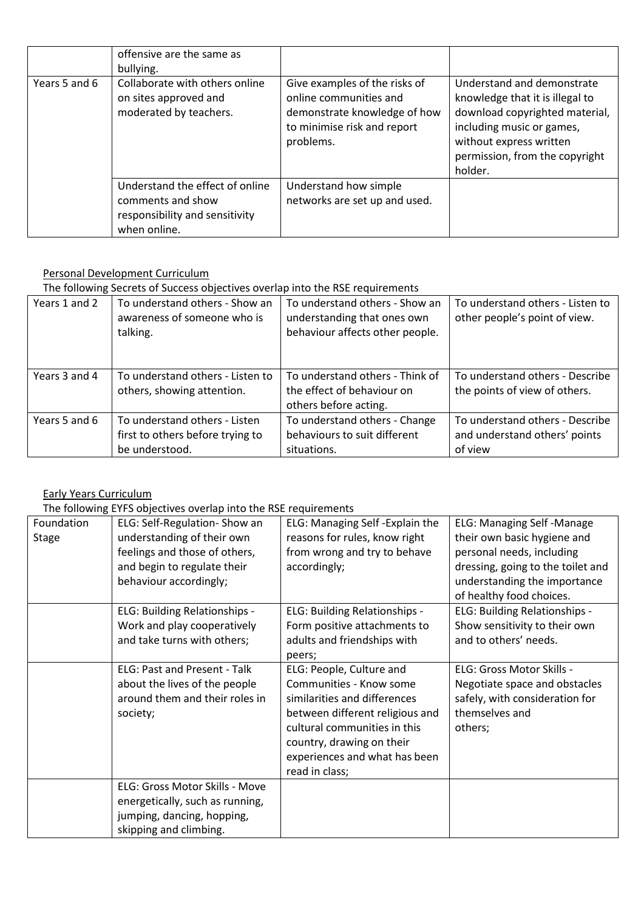| | | | |
|---|---|---|---|
| | offensive are the same as bullying. | | |
| Years 5 and 6 | Collaborate with others online on sites approved and moderated by teachers. | Give examples of the risks of online communities and demonstrate knowledge of how to minimise risk and report problems. | Understand and demonstrate knowledge that it is illegal to download copyrighted material, including music or games, without express written permission, from the copyright holder. |
| | Understand the effect of online comments and show responsibility and sensitivity when online. | Understand how simple networks are set up and used. | |

Personal Development Curriculum

The following Secrets of Success objectives overlap into the RSE requirements

| | | | |
|---|---|---|---|
| Years 1 and 2 | To understand others - Show an awareness of someone who is talking. | To understand others - Show an understanding that ones own behaviour affects other people. | To understand others - Listen to other people's point of view. |
| Years 3 and 4 | To understand others - Listen to others, showing attention. | To understand others - Think of the effect of behaviour on others before acting. | To understand others - Describe the points of view of others. |
| Years 5 and 6 | To understand others - Listen first to others before trying to be understood. | To understand others - Change behaviours to suit different situations. | To understand others - Describe and understand others' points of view |

Early Years Curriculum

The following EYFS objectives overlap into the RSE requirements

| | | | |
|---|---|---|---|
| Foundation Stage | ELG: Self-Regulation- Show an understanding of their own feelings and those of others, and begin to regulate their behaviour accordingly; | ELG: Managing Self -Explain the reasons for rules, know right from wrong and try to behave accordingly; | ELG: Managing Self -Manage their own basic hygiene and personal needs, including dressing, going to the toilet and understanding the importance of healthy food choices. |
| | ELG: Building Relationships - Work and play cooperatively and take turns with others; | ELG: Building Relationships - Form positive attachments to adults and friendships with peers; | ELG: Building Relationships - Show sensitivity to their own and to others' needs. |
| | ELG: Past and Present - Talk about the lives of the people around them and their roles in society; | ELG: People, Culture and Communities - Know some similarities and differences between different religious and cultural communities in this country, drawing on their experiences and what has been read in class; | ELG: Gross Motor Skills - Negotiate space and obstacles safely, with consideration for themselves and others; |
| | ELG: Gross Motor Skills - Move energetically, such as running, jumping, dancing, hopping, skipping and climbing. | | |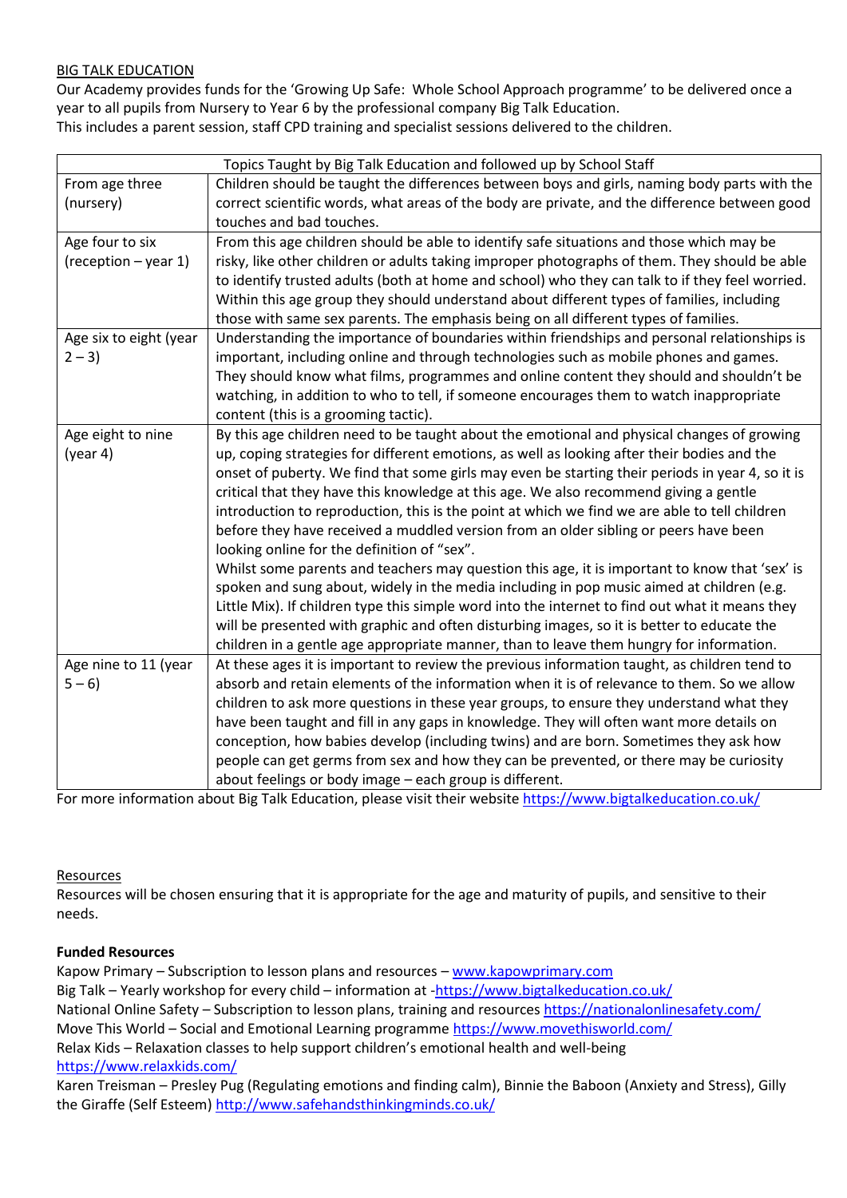BIG TALK EDUCATION

Our Academy provides funds for the 'Growing Up Safe: Whole School Approach programme' to be delivered once a year to all pupils from Nursery to Year 6 by the professional company Big Talk Education.
This includes a parent session, staff CPD training and specialist sessions delivered to the children.

| Topics Taught by Big Talk Education and followed up by School Staff | |
|---|---|
| From age three (nursery) | Children should be taught the differences between boys and girls, naming body parts with the correct scientific words, what areas of the body are private, and the difference between good touches and bad touches. |
| Age four to six (reception – year 1) | From this age children should be able to identify safe situations and those which may be risky, like other children or adults taking improper photographs of them. They should be able to identify trusted adults (both at home and school) who they can talk to if they feel worried. Within this age group they should understand about different types of families, including those with same sex parents. The emphasis being on all different types of families. |
| Age six to eight (year 2 – 3) | Understanding the importance of boundaries within friendships and personal relationships is important, including online and through technologies such as mobile phones and games. They should know what films, programmes and online content they should and shouldn't be watching, in addition to who to tell, if someone encourages them to watch inappropriate content (this is a grooming tactic). |
| Age eight to nine (year 4) | By this age children need to be taught about the emotional and physical changes of growing up, coping strategies for different emotions, as well as looking after their bodies and the onset of puberty. We find that some girls may even be starting their periods in year 4, so it is critical that they have this knowledge at this age. We also recommend giving a gentle introduction to reproduction, this is the point at which we find we are able to tell children before they have received a muddled version from an older sibling or peers have been looking online for the definition of "sex".<br>Whilst some parents and teachers may question this age, it is important to know that 'sex' is spoken and sung about, widely in the media including in pop music aimed at children (e.g. Little Mix). If children type this simple word into the internet to find out what it means they will be presented with graphic and often disturbing images, so it is better to educate the children in a gentle age appropriate manner, than to leave them hungry for information. |
| Age nine to 11 (year 5 – 6) | At these ages it is important to review the previous information taught, as children tend to absorb and retain elements of the information when it is of relevance to them. So we allow children to ask more questions in these year groups, to ensure they understand what they have been taught and fill in any gaps in knowledge. They will often want more details on conception, how babies develop (including twins) and are born. Sometimes they ask how people can get germs from sex and how they can be prevented, or there may be curiosity about feelings or body image – each group is different. |

For more information about Big Talk Education, please visit their website https://www.bigtalkeducation.co.uk/

Resources

Resources will be chosen ensuring that it is appropriate for the age and maturity of pupils, and sensitive to their needs.

**Funded Resources**

Kapow Primary – Subscription to lesson plans and resources – www.kapowprimary.com
Big Talk – Yearly workshop for every child – information at -https://www.bigtalkeducation.co.uk/
National Online Safety – Subscription to lesson plans, training and resources https://nationalonlinesafety.com/
Move This World – Social and Emotional Learning programme https://www.movethisworld.com/
Relax Kids – Relaxation classes to help support children's emotional health and well-being https://www.relaxkids.com/
Karen Treisman – Presley Pug (Regulating emotions and finding calm), Binnie the Baboon (Anxiety and Stress), Gilly the Giraffe (Self Esteem) http://www.safehandsthinkingminds.co.uk/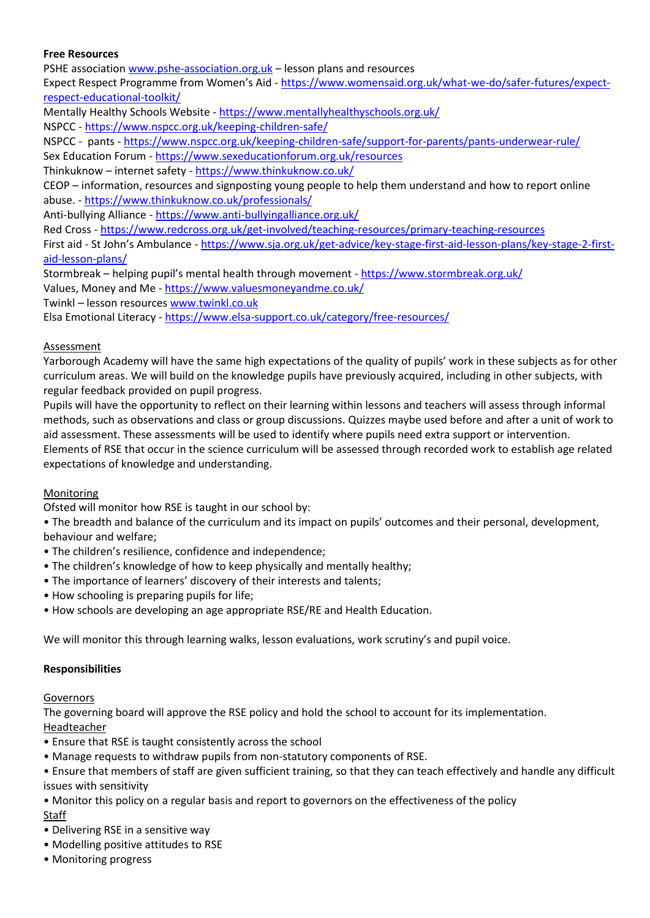**Free Resources**

PSHE association www.pshe-association.org.uk – lesson plans and resources
Expect Respect Programme from Women's Aid - https://www.womensaid.org.uk/what-we-do/safer-futures/expect-respect-educational-toolkit/
Mentally Healthy Schools Website - https://www.mentallyhealthyschools.org.uk/
NSPCC - https://www.nspcc.org.uk/keeping-children-safe/
NSPCC - pants - https://www.nspcc.org.uk/keeping-children-safe/support-for-parents/pants-underwear-rule/
Sex Education Forum - https://www.sexeducationforum.org.uk/resources
Thinkuknow – internet safety - https://www.thinkuknow.co.uk/
CEOP – information, resources and signposting young people to help them understand and how to report online abuse. - https://www.thinkuknow.co.uk/professionals/
Anti-bullying Alliance - https://www.anti-bullyingalliance.org.uk/
Red Cross - https://www.redcross.org.uk/get-involved/teaching-resources/primary-teaching-resources
First aid - St John's Ambulance - https://www.sja.org.uk/get-advice/key-stage-first-aid-lesson-plans/key-stage-2-first-aid-lesson-plans/
Stormbreak – helping pupil's mental health through movement - https://www.stormbreak.org.uk/
Values, Money and Me - https://www.valuesmoneyandme.co.uk/
Twinkl – lesson resources www.twinkl.co.uk
Elsa Emotional Literacy - https://www.elsa-support.co.uk/category/free-resources/

Assessment

Yarborough Academy will have the same high expectations of the quality of pupils' work in these subjects as for other curriculum areas. We will build on the knowledge pupils have previously acquired, including in other subjects, with regular feedback provided on pupil progress.
Pupils will have the opportunity to reflect on their learning within lessons and teachers will assess through informal methods, such as observations and class or group discussions. Quizzes maybe used before and after a unit of work to aid assessment. These assessments will be used to identify where pupils need extra support or intervention.
Elements of RSE that occur in the science curriculum will be assessed through recorded work to establish age related expectations of knowledge and understanding.

Monitoring

Ofsted will monitor how RSE is taught in our school by:

- The breadth and balance of the curriculum and its impact on pupils' outcomes and their personal, development, behaviour and welfare;
- The children's resilience, confidence and independence;
- The children's knowledge of how to keep physically and mentally healthy;
- The importance of learners' discovery of their interests and talents;
- How schooling is preparing pupils for life;
- How schools are developing an age appropriate RSE/RE and Health Education.

We will monitor this through learning walks, lesson evaluations, work scrutiny's and pupil voice.

**Responsibilities**

Governors

The governing board will approve the RSE policy and hold the school to account for its implementation.

Headteacher

- Ensure that RSE is taught consistently across the school
- Manage requests to withdraw pupils from non-statutory components of RSE.
- Ensure that members of staff are given sufficient training, so that they can teach effectively and handle any difficult issues with sensitivity
- Monitor this policy on a regular basis and report to governors on the effectiveness of the policy

Staff

- Delivering RSE in a sensitive way
- Modelling positive attitudes to RSE
- Monitoring progress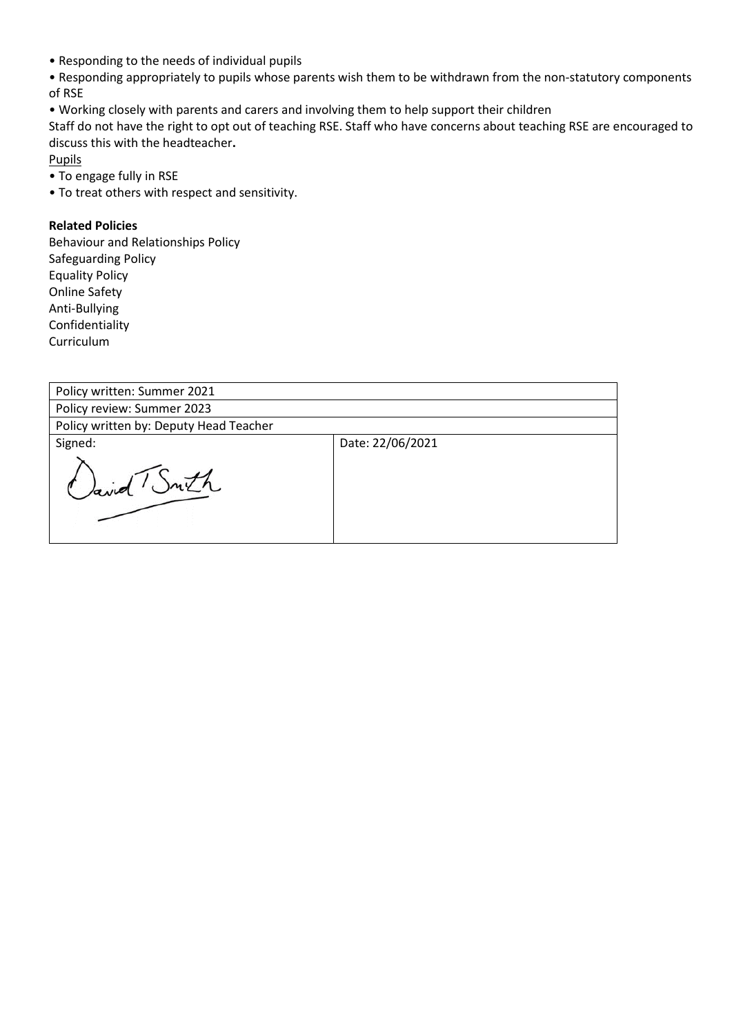- Responding to the needs of individual pupils
- Responding appropriately to pupils whose parents wish them to be withdrawn from the non-statutory components of RSE
- Working closely with parents and carers and involving them to help support their children

Staff do not have the right to opt out of teaching RSE. Staff who have concerns about teaching RSE are encouraged to discuss this with the headteacher**.**

<u>Pupils</u>

- To engage fully in RSE
- To treat others with respect and sensitivity.

**Related Policies**

Behaviour and Relationships Policy
Safeguarding Policy
Equality Policy
Online Safety
Anti-Bullying
Confidentiality
Curriculum

| | |
|---|---|
| Policy written: Summer 2021 | |
| Policy review: Summer 2023 | |
| Policy written by: Deputy Head Teacher | |
| Signed: David T Smith | Date: 22/06/2021 |